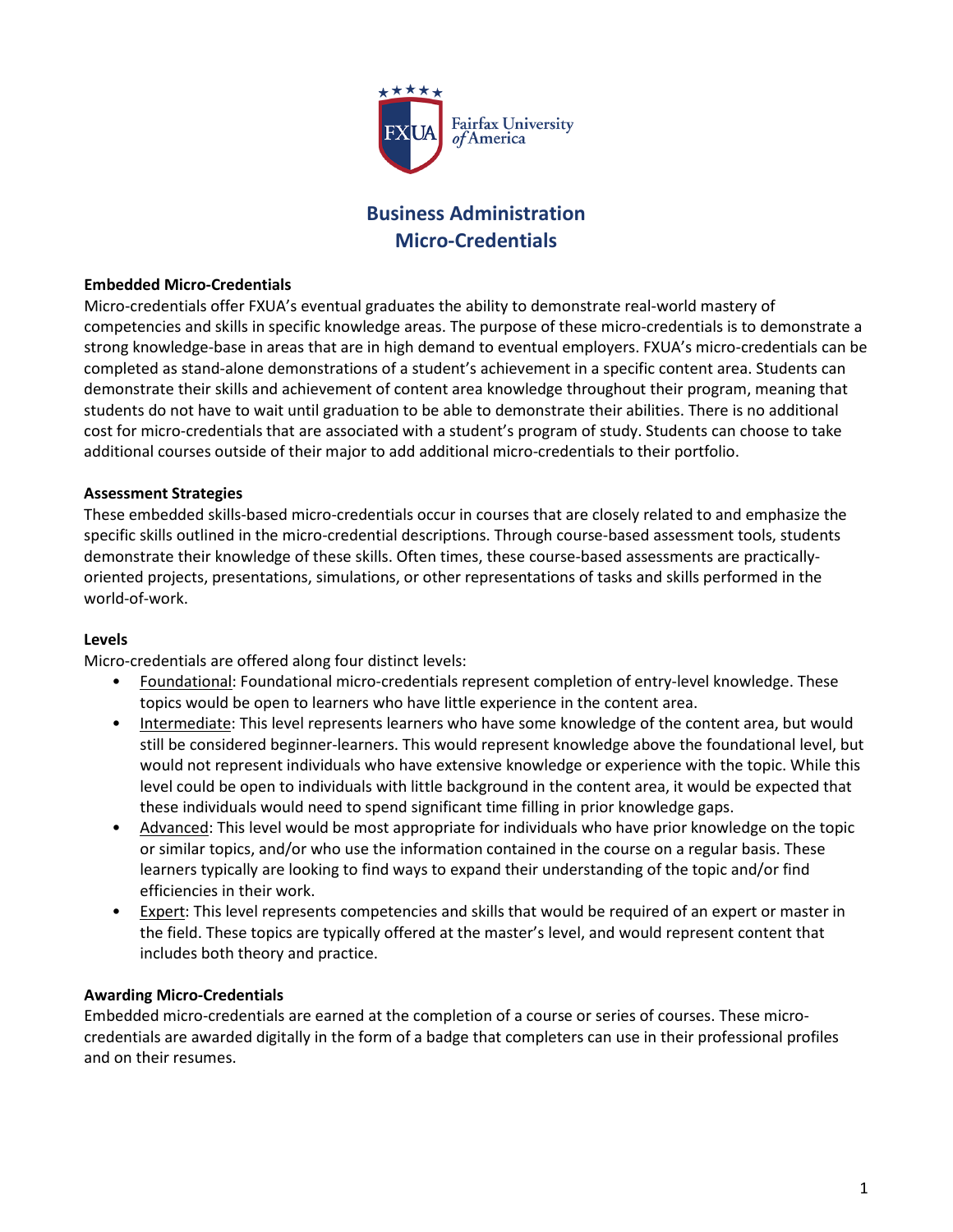# Business Administration Micro-Credentials

**Embedded Micro-Credentials**

Micro-credentials offer FXUA's eventual graduates the ability to demonstrate real-world mastery of competencies and skills in specific knowledge areas. The purpose of these micro-credentials is to demonstrate a strong knowledge-base in areas that are in high demand to eventual employers. FXUA's micro-credentials can be completed as stand-alone demonstrations of a student's achievement in a specific content area. Students can demonstrate their skills and achievement of content area knowledge throughout their program, meaning that students do not have to wait until graduation to be able to demonstrate their abilities. There is no additional cost for micro-credentials that are associated with a student's program of study. Students can choose to take additional courses outside of their major to add additional micro-credentials to their portfolio.

**Assessment Strategies**

These embedded skills-based micro-credentials occur in courses that are closely related to and emphasize the specific skills outlined in the micro-credential descriptions. Through course-based assessment tools, students demonstrate their knowledge of these skills. Often times, these course-based assessments are practically-oriented projects, presentations, simulations, or other representations of tasks and skills performed in the world-of-work.

**Levels**

Micro-credentials are offered along four distinct levels:

- Foundational: Foundational micro-credentials represent completion of entry-level knowledge. These topics would be open to learners who have little experience in the content area.
- Intermediate: This level represents learners who have some knowledge of the content area, but would still be considered beginner-learners. This would represent knowledge above the foundational level, but would not represent individuals who have extensive knowledge or experience with the topic. While this level could be open to individuals with little background in the content area, it would be expected that these individuals would need to spend significant time filling in prior knowledge gaps.
- Advanced: This level would be most appropriate for individuals who have prior knowledge on the topic or similar topics, and/or who use the information contained in the course on a regular basis. These learners typically are looking to find ways to expand their understanding of the topic and/or find efficiencies in their work.
- Expert: This level represents competencies and skills that would be required of an expert or master in the field. These topics are typically offered at the master's level, and would represent content that includes both theory and practice.

**Awarding Micro-Credentials**

Embedded micro-credentials are earned at the completion of a course or series of courses. These micro-credentials are awarded digitally in the form of a badge that completers can use in their professional profiles and on their resumes.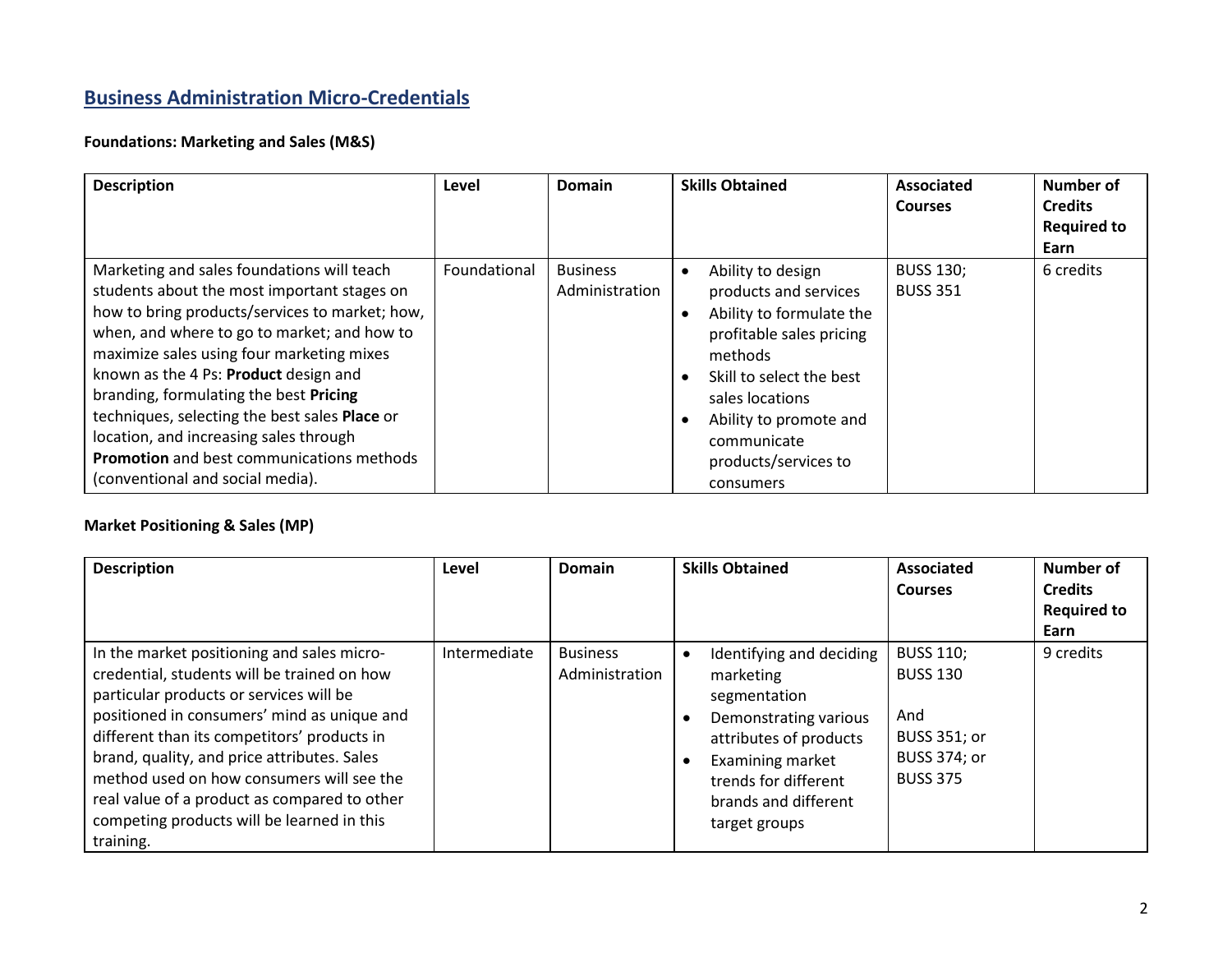## Business Administration Micro-Credentials

### Foundations: Marketing and Sales (M&S)

| Description | Level | Domain | Skills Obtained | Associated Courses | Number of Credits Required to Earn |
|---|---|---|---|---|---|
| Marketing and sales foundations will teach students about the most important stages on how to bring products/services to market; how, when, and where to go to market; and how to maximize sales using four marketing mixes known as the 4 Ps: **Product** design and branding, formulating the best **Pricing** techniques, selecting the best sales **Place** or location, and increasing sales through **Promotion** and best communications methods (conventional and social media). | Foundational | Business Administration | • Ability to design products and services<br>• Ability to formulate the profitable sales pricing methods<br>• Skill to select the best sales locations<br>• Ability to promote and communicate products/services to consumers | BUSS 130;<br>BUSS 351 | 6 credits |

### Market Positioning & Sales (MP)

| Description | Level | Domain | Skills Obtained | Associated Courses | Number of Credits Required to Earn |
|---|---|---|---|---|---|
| In the market positioning and sales micro-credential, students will be trained on how particular products or services will be positioned in consumers' mind as unique and different than its competitors' products in brand, quality, and price attributes. Sales method used on how consumers will see the real value of a product as compared to other competing products will be learned in this training. | Intermediate | Business Administration | • Identifying and deciding marketing segmentation<br>• Demonstrating various attributes of products<br>• Examining market trends for different brands and different target groups | BUSS 110;<br>BUSS 130<br><br>And<br>BUSS 351; or<br>BUSS 374; or<br>BUSS 375 | 9 credits |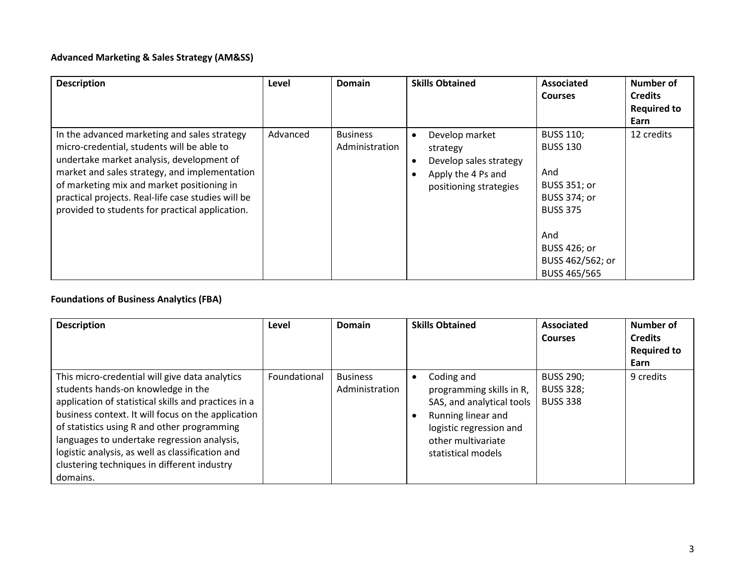**Advanced Marketing & Sales Strategy (AM&SS)**

| Description | Level | Domain | Skills Obtained | Associated Courses | Number of Credits Required to Earn |
|---|---|---|---|---|---|
| In the advanced marketing and sales strategy micro-credential, students will be able to undertake market analysis, development of market and sales strategy, and implementation of marketing mix and market positioning in practical projects. Real-life case studies will be provided to students for practical application. | Advanced | Business Administration | • Develop market strategy<br>• Develop sales strategy<br>• Apply the 4 Ps and positioning strategies | BUSS 110;<br>BUSS 130<br><br>And<br>BUSS 351; or<br>BUSS 374; or<br>BUSS 375<br><br>And<br>BUSS 426; or<br>BUSS 462/562; or<br>BUSS 465/565 | 12 credits |

**Foundations of Business Analytics (FBA)**

| Description | Level | Domain | Skills Obtained | Associated Courses | Number of Credits Required to Earn |
|---|---|---|---|---|---|
| This micro-credential will give data analytics students hands-on knowledge in the application of statistical skills and practices in a business context. It will focus on the application of statistics using R and other programming languages to undertake regression analysis, logistic analysis, as well as classification and clustering techniques in different industry domains. | Foundational | Business Administration | • Coding and programming skills in R, SAS, and analytical tools<br>• Running linear and logistic regression and other multivariate statistical models | BUSS 290;<br>BUSS 328;<br>BUSS 338 | 9 credits |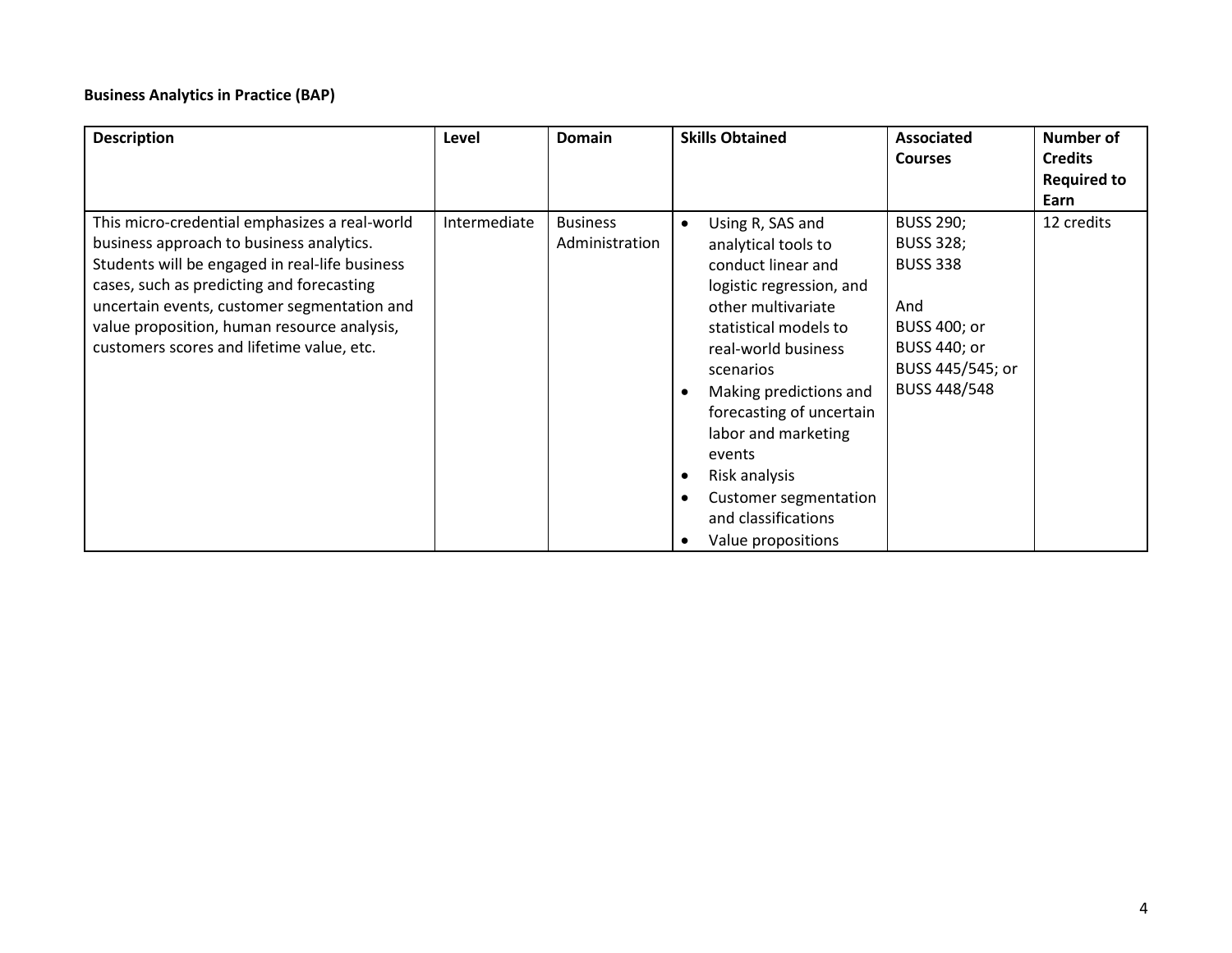**Business Analytics in Practice (BAP)**

| Description | Level | Domain | Skills Obtained | Associated Courses | Number of Credits Required to Earn |
|---|---|---|---|---|---|
| This micro-credential emphasizes a real-world business approach to business analytics. Students will be engaged in real-life business cases, such as predicting and forecasting uncertain events, customer segmentation and value proposition, human resource analysis, customers scores and lifetime value, etc. | Intermediate | Business Administration | • Using R, SAS and analytical tools to conduct linear and logistic regression, and other multivariate statistical models to real-world business scenarios<br>• Making predictions and forecasting of uncertain labor and marketing events<br>• Risk analysis<br>• Customer segmentation and classifications<br>• Value propositions | BUSS 290;<br>BUSS 328;<br>BUSS 338<br><br>And<br>BUSS 400; or<br>BUSS 440; or<br>BUSS 445/545; or<br>BUSS 448/548 | 12 credits |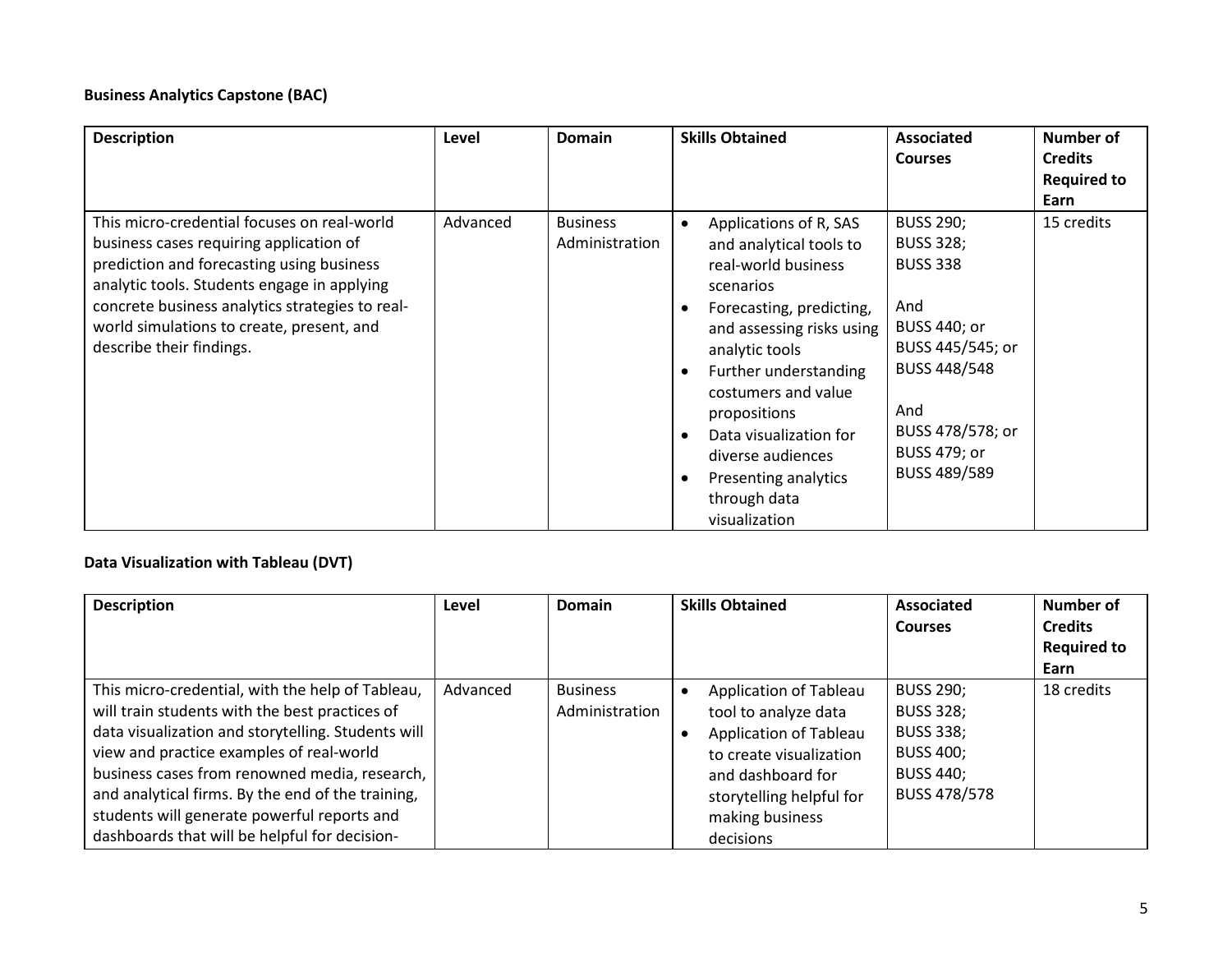**Business Analytics Capstone (BAC)**

| Description | Level | Domain | Skills Obtained | Associated Courses | Number of Credits Required to Earn |
|---|---|---|---|---|---|
| This micro-credential focuses on real-world business cases requiring application of prediction and forecasting using business analytic tools. Students engage in applying concrete business analytics strategies to real-world simulations to create, present, and describe their findings. | Advanced | Business Administration | • Applications of R, SAS and analytical tools to real-world business scenarios<br>• Forecasting, predicting, and assessing risks using analytic tools<br>• Further understanding costumers and value propositions<br>• Data visualization for diverse audiences<br>• Presenting analytics through data visualization | BUSS 290;<br>BUSS 328;<br>BUSS 338<br><br>And<br>BUSS 440; or<br>BUSS 445/545; or<br>BUSS 448/548<br><br>And<br>BUSS 478/578; or<br>BUSS 479; or<br>BUSS 489/589 | 15 credits |

**Data Visualization with Tableau (DVT)**

| Description | Level | Domain | Skills Obtained | Associated Courses | Number of Credits Required to Earn |
|---|---|---|---|---|---|
| This micro-credential, with the help of Tableau, will train students with the best practices of data visualization and storytelling. Students will view and practice examples of real-world business cases from renowned media, research, and analytical firms. By the end of the training, students will generate powerful reports and dashboards that will be helpful for decision- | Advanced | Business Administration | • Application of Tableau tool to analyze data<br>• Application of Tableau to create visualization and dashboard for storytelling helpful for making business decisions | BUSS 290;<br>BUSS 328;<br>BUSS 338;<br>BUSS 400;<br>BUSS 440;<br>BUSS 478/578 | 18 credits |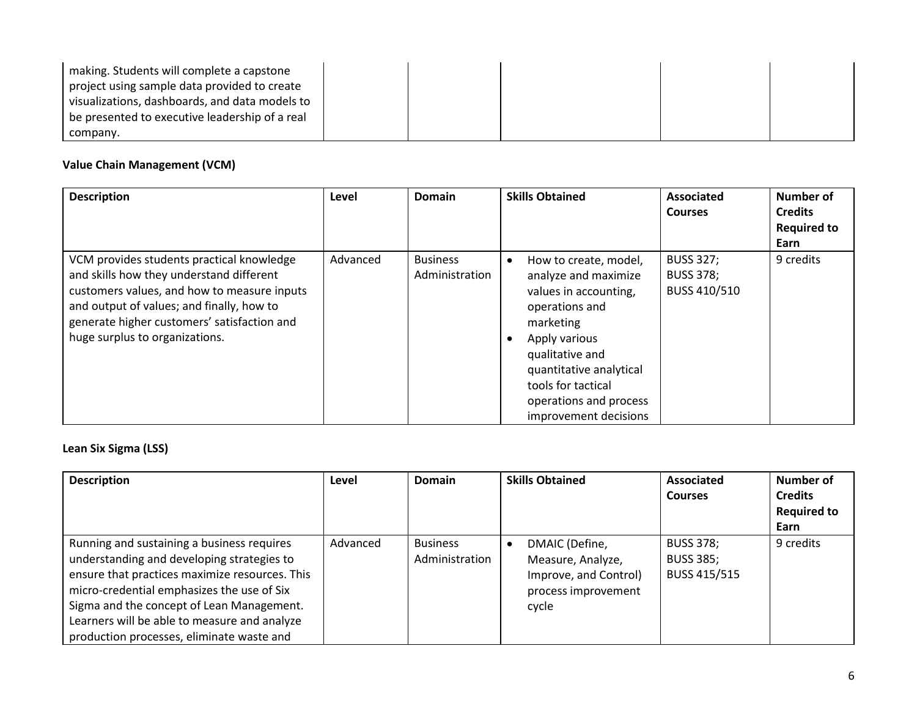| | | | | | |
|---|---|---|---|---|---|
| making. Students will complete a capstone project using sample data provided to create visualizations, dashboards, and data models to be presented to executive leadership of a real company. | | | | | |

**Value Chain Management (VCM)**

| Description | Level | Domain | Skills Obtained | Associated Courses | Number of Credits Required to Earn |
|---|---|---|---|---|---|
| VCM provides students practical knowledge and skills how they understand different customers values, and how to measure inputs and output of values; and finally, how to generate higher customers' satisfaction and huge surplus to organizations. | Advanced | Business Administration | • How to create, model, analyze and maximize values in accounting, operations and marketing<br>• Apply various qualitative and quantitative analytical tools for tactical operations and process improvement decisions | BUSS 327;<br>BUSS 378;<br>BUSS 410/510 | 9 credits |

**Lean Six Sigma (LSS)**

| Description | Level | Domain | Skills Obtained | Associated Courses | Number of Credits Required to Earn |
|---|---|---|---|---|---|
| Running and sustaining a business requires understanding and developing strategies to ensure that practices maximize resources. This micro-credential emphasizes the use of Six Sigma and the concept of Lean Management. Learners will be able to measure and analyze production processes, eliminate waste and | Advanced | Business Administration | • DMAIC (Define, Measure, Analyze, Improve, and Control) process improvement cycle | BUSS 378;<br>BUSS 385;<br>BUSS 415/515 | 9 credits |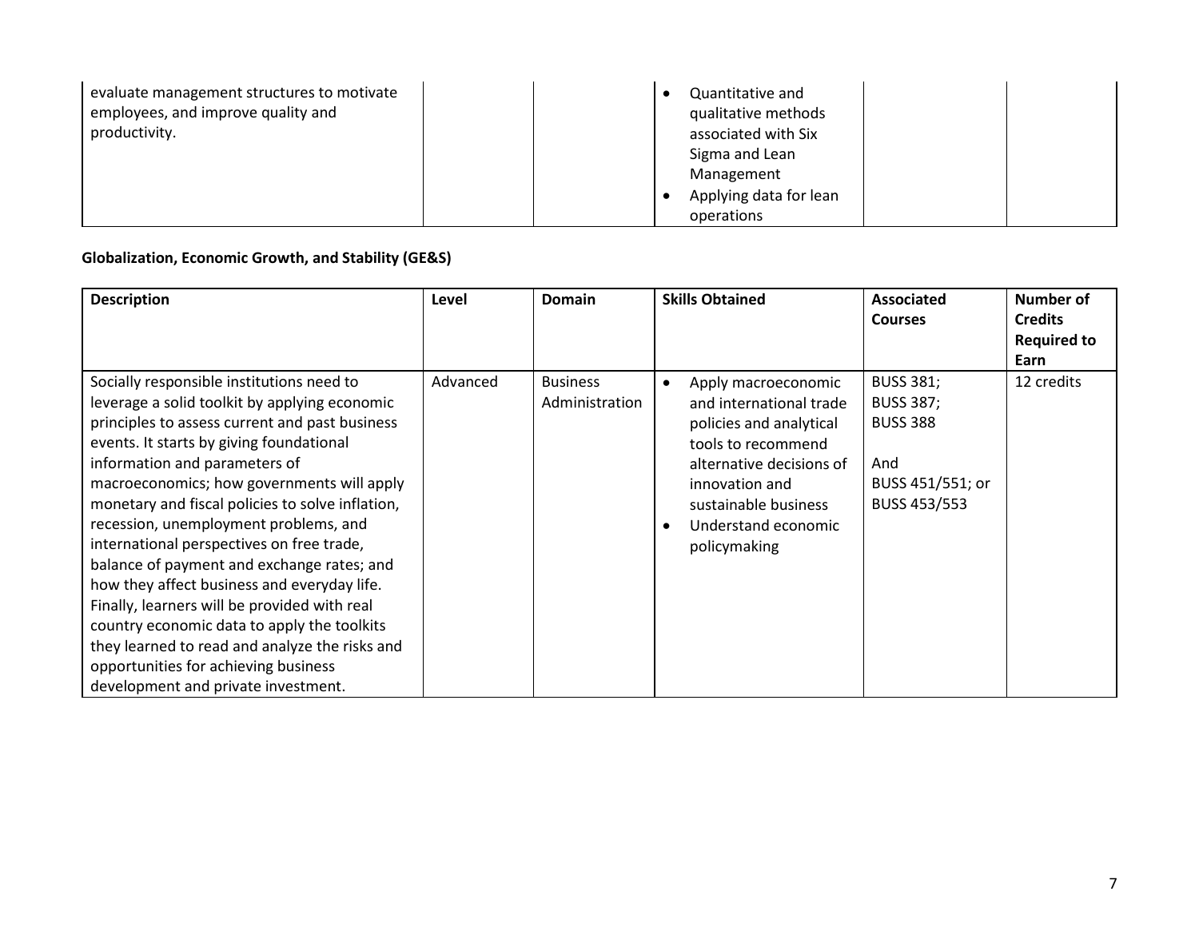| | | | | | |
|---|---|---|---|---|---|
| evaluate management structures to motivate employees, and improve quality and productivity. | | | • Quantitative and qualitative methods associated with Six Sigma and Lean Management<br>• Applying data for lean operations | | |

**Globalization, Economic Growth, and Stability (GE&S)**

| Description | Level | Domain | Skills Obtained | Associated Courses | Number of Credits Required to Earn |
|---|---|---|---|---|---|
| Socially responsible institutions need to leverage a solid toolkit by applying economic principles to assess current and past business events. It starts by giving foundational information and parameters of macroeconomics; how governments will apply monetary and fiscal policies to solve inflation, recession, unemployment problems, and international perspectives on free trade, balance of payment and exchange rates; and how they affect business and everyday life. Finally, learners will be provided with real country economic data to apply the toolkits they learned to read and analyze the risks and opportunities for achieving business development and private investment. | Advanced | Business Administration | • Apply macroeconomic and international trade policies and analytical tools to recommend alternative decisions of innovation and sustainable business<br>• Understand economic policymaking | BUSS 381;<br>BUSS 387;<br>BUSS 388<br><br>And<br>BUSS 451/551; or BUSS 453/553 | 12 credits |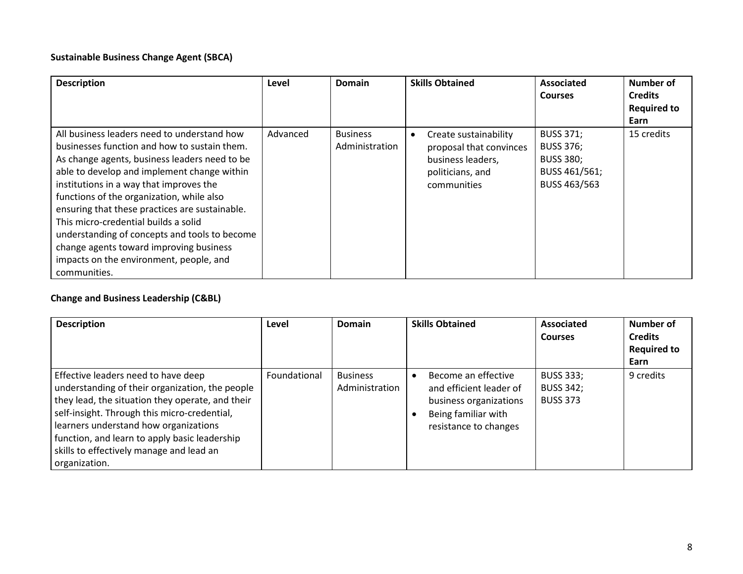**Sustainable Business Change Agent (SBCA)**

| Description | Level | Domain | Skills Obtained | Associated Courses | Number of Credits Required to Earn |
|---|---|---|---|---|---|
| All business leaders need to understand how businesses function and how to sustain them. As change agents, business leaders need to be able to develop and implement change within institutions in a way that improves the functions of the organization, while also ensuring that these practices are sustainable. This micro-credential builds a solid understanding of concepts and tools to become change agents toward improving business impacts on the environment, people, and communities. | Advanced | Business Administration | • Create sustainability proposal that convinces business leaders, politicians, and communities | BUSS 371; BUSS 376; BUSS 380; BUSS 461/561; BUSS 463/563 | 15 credits |

**Change and Business Leadership (C&BL)**

| Description | Level | Domain | Skills Obtained | Associated Courses | Number of Credits Required to Earn |
|---|---|---|---|---|---|
| Effective leaders need to have deep understanding of their organization, the people they lead, the situation they operate, and their self-insight. Through this micro-credential, learners understand how organizations function, and learn to apply basic leadership skills to effectively manage and lead an organization. | Foundational | Business Administration | • Become an effective and efficient leader of business organizations<br>• Being familiar with resistance to changes | BUSS 333; BUSS 342; BUSS 373 | 9 credits |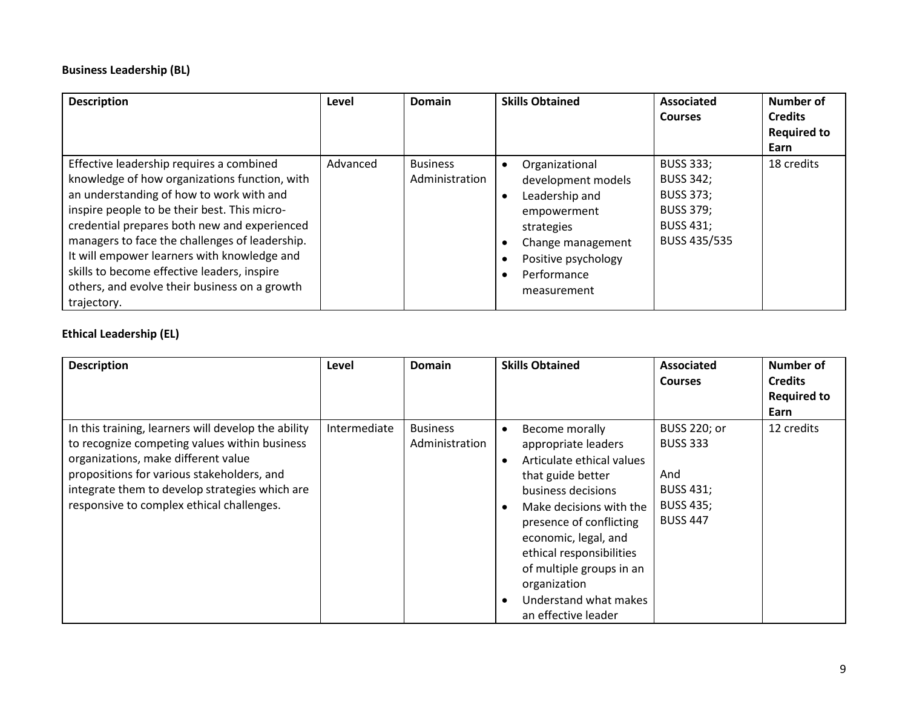**Business Leadership (BL)**

| Description | Level | Domain | Skills Obtained | Associated Courses | Number of Credits Required to Earn |
|---|---|---|---|---|---|
| Effective leadership requires a combined knowledge of how organizations function, with an understanding of how to work with and inspire people to be their best. This micro-credential prepares both new and experienced managers to face the challenges of leadership. It will empower learners with knowledge and skills to become effective leaders, inspire others, and evolve their business on a growth trajectory. | Advanced | Business Administration | • Organizational development models<br>• Leadership and empowerment strategies<br>• Change management<br>• Positive psychology<br>• Performance measurement | BUSS 333;<br>BUSS 342;<br>BUSS 373;<br>BUSS 379;<br>BUSS 431;<br>BUSS 435/535 | 18 credits |

**Ethical Leadership (EL)**

| Description | Level | Domain | Skills Obtained | Associated Courses | Number of Credits Required to Earn |
|---|---|---|---|---|---|
| In this training, learners will develop the ability to recognize competing values within business organizations, make different value propositions for various stakeholders, and integrate them to develop strategies which are responsive to complex ethical challenges. | Intermediate | Business Administration | • Become morally appropriate leaders<br>• Articulate ethical values that guide better business decisions<br>• Make decisions with the presence of conflicting economic, legal, and ethical responsibilities of multiple groups in an organization<br>• Understand what makes an effective leader | BUSS 220; or<br>BUSS 333<br><br>And<br>BUSS 431;<br>BUSS 435;<br>BUSS 447 | 12 credits |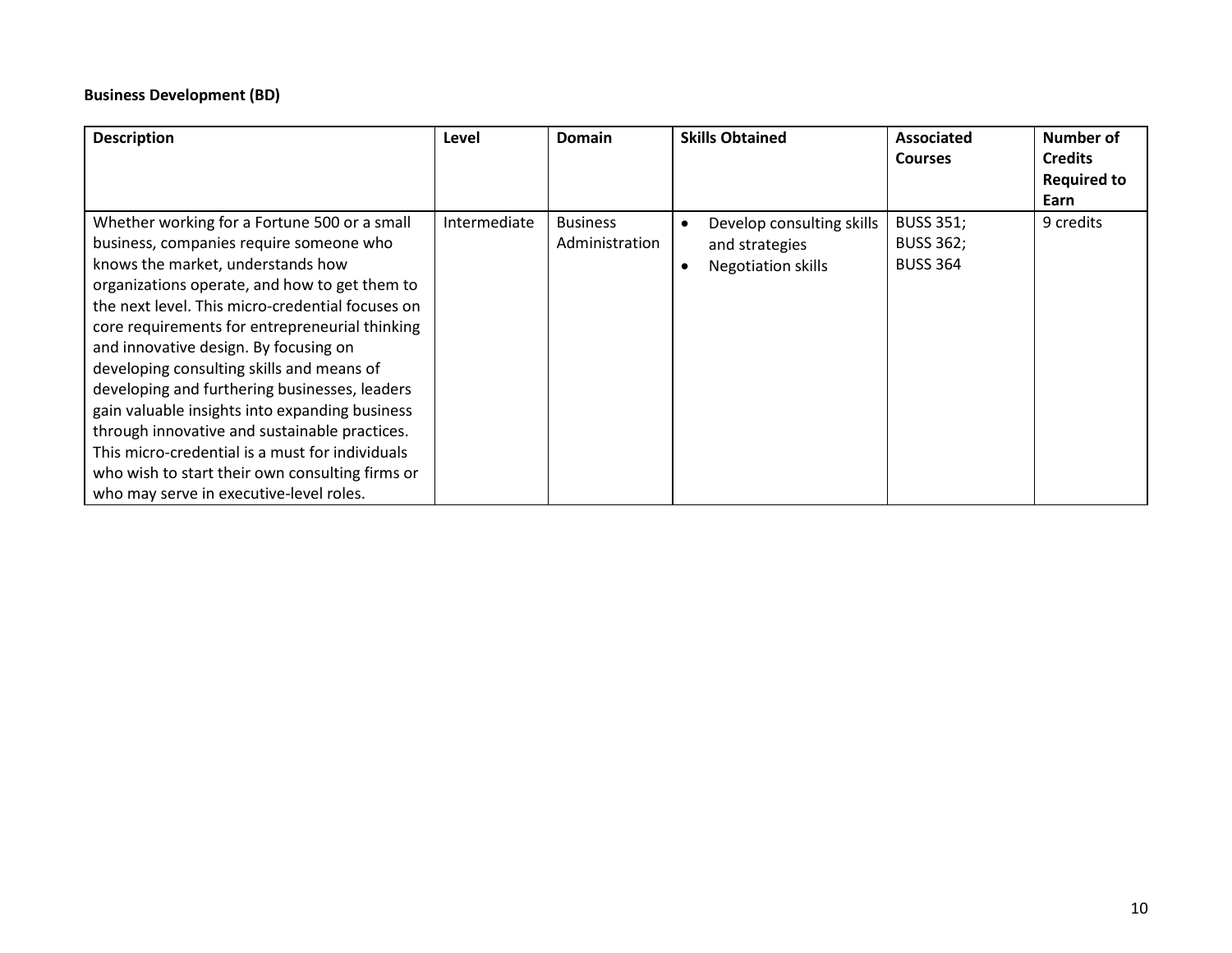**Business Development (BD)**

| Description | Level | Domain | Skills Obtained | Associated Courses | Number of Credits Required to Earn |
|---|---|---|---|---|---|
| Whether working for a Fortune 500 or a small business, companies require someone who knows the market, understands how organizations operate, and how to get them to the next level. This micro-credential focuses on core requirements for entrepreneurial thinking and innovative design. By focusing on developing consulting skills and means of developing and furthering businesses, leaders gain valuable insights into expanding business through innovative and sustainable practices. This micro-credential is a must for individuals who wish to start their own consulting firms or who may serve in executive-level roles. | Intermediate | Business Administration | • Develop consulting skills and strategies<br>• Negotiation skills | BUSS 351;<br>BUSS 362;<br>BUSS 364 | 9 credits |